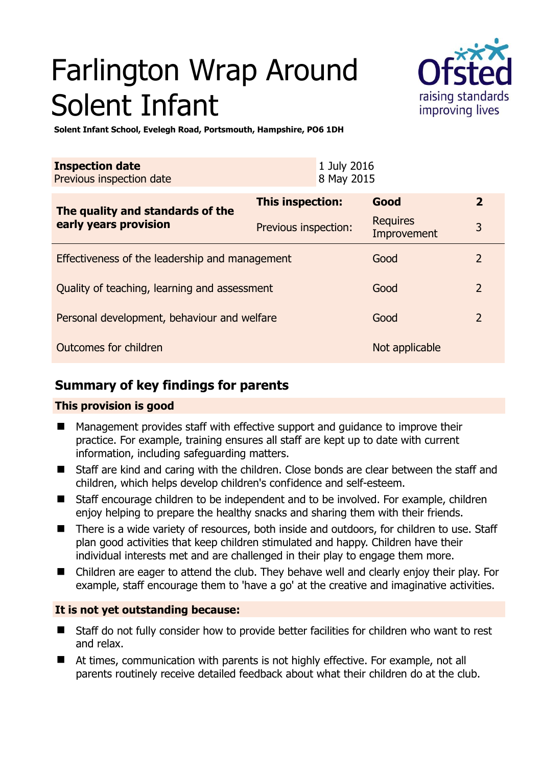# Farlington Wrap Around Solent Infant

**Solent Infant School, Evelegh Road, Portsmouth, Hampshire, PO6 1DH**

| **Inspection date** | 1 July 2016 |
|---|---|
| Previous inspection date | 8 May 2015 |

| **The quality and standards of the early years provision** | **This inspection:** | **Good** | **2** |
|---|---|---|---|
| | Previous inspection: | Requires Improvement | 3 |
| Effectiveness of the leadership and management | | Good | 2 |
| Quality of teaching, learning and assessment | | Good | 2 |
| Personal development, behaviour and welfare | | Good | 2 |
| Outcomes for children | | Not applicable | |

## Summary of key findings for parents

### This provision is good

- Management provides staff with effective support and guidance to improve their practice. For example, training ensures all staff are kept up to date with current information, including safeguarding matters.
- Staff are kind and caring with the children. Close bonds are clear between the staff and children, which helps develop children's confidence and self-esteem.
- Staff encourage children to be independent and to be involved. For example, children enjoy helping to prepare the healthy snacks and sharing them with their friends.
- There is a wide variety of resources, both inside and outdoors, for children to use. Staff plan good activities that keep children stimulated and happy. Children have their individual interests met and are challenged in their play to engage them more.
- Children are eager to attend the club. They behave well and clearly enjoy their play. For example, staff encourage them to 'have a go' at the creative and imaginative activities.

### It is not yet outstanding because:

- Staff do not fully consider how to provide better facilities for children who want to rest and relax.
- At times, communication with parents is not highly effective. For example, not all parents routinely receive detailed feedback about what their children do at the club.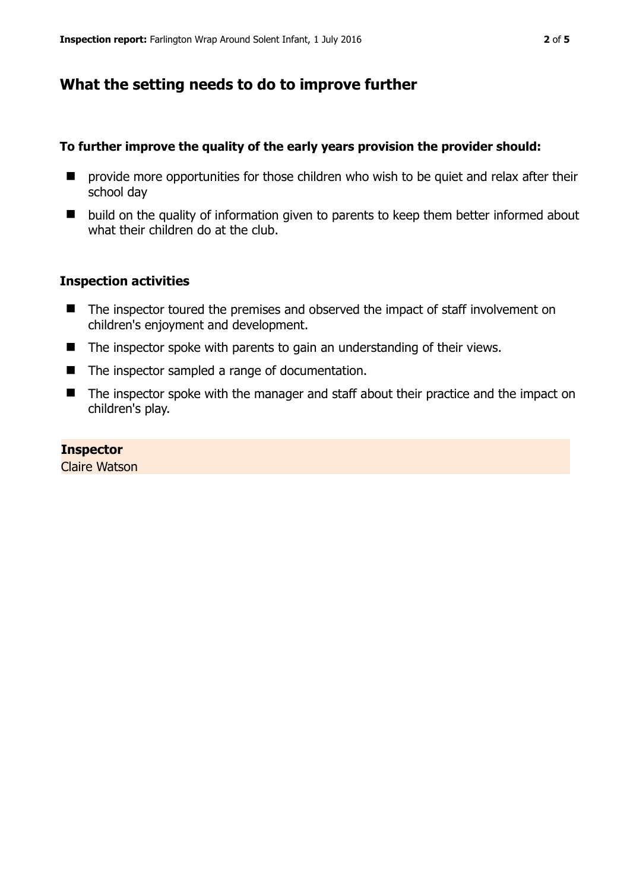## What the setting needs to do to improve further

**To further improve the quality of the early years provision the provider should:**

- provide more opportunities for those children who wish to be quiet and relax after their school day
- build on the quality of information given to parents to keep them better informed about what their children do at the club.

### Inspection activities

- The inspector toured the premises and observed the impact of staff involvement on children's enjoyment and development.
- The inspector spoke with parents to gain an understanding of their views.
- The inspector sampled a range of documentation.
- The inspector spoke with the manager and staff about their practice and the impact on children's play.

**Inspector**
Claire Watson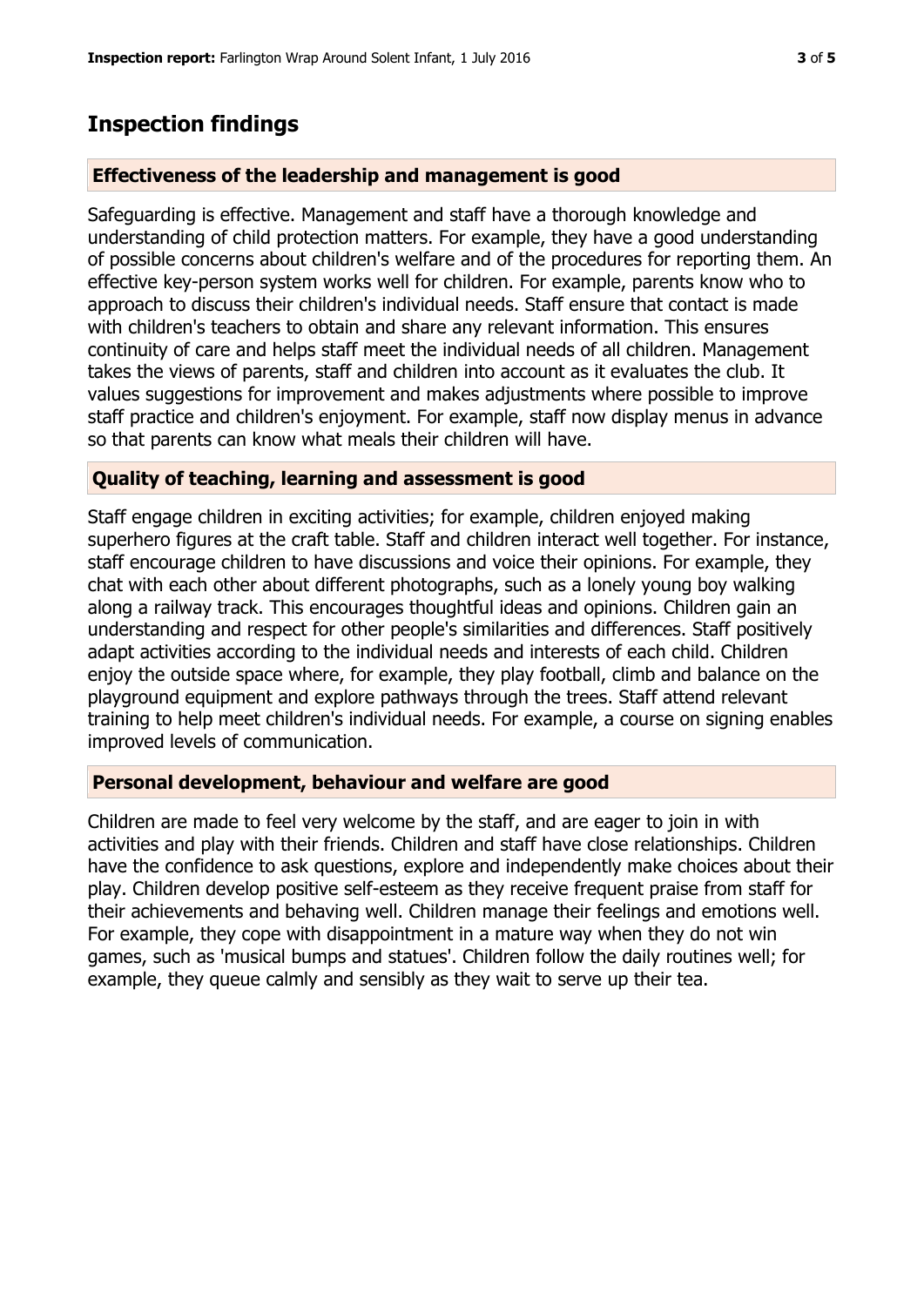## Inspection findings

### Effectiveness of the leadership and management is good

Safeguarding is effective. Management and staff have a thorough knowledge and understanding of child protection matters. For example, they have a good understanding of possible concerns about children's welfare and of the procedures for reporting them. An effective key-person system works well for children. For example, parents know who to approach to discuss their children's individual needs. Staff ensure that contact is made with children's teachers to obtain and share any relevant information. This ensures continuity of care and helps staff meet the individual needs of all children. Management takes the views of parents, staff and children into account as it evaluates the club. It values suggestions for improvement and makes adjustments where possible to improve staff practice and children's enjoyment. For example, staff now display menus in advance so that parents can know what meals their children will have.

### Quality of teaching, learning and assessment is good

Staff engage children in exciting activities; for example, children enjoyed making superhero figures at the craft table. Staff and children interact well together. For instance, staff encourage children to have discussions and voice their opinions. For example, they chat with each other about different photographs, such as a lonely young boy walking along a railway track. This encourages thoughtful ideas and opinions. Children gain an understanding and respect for other people's similarities and differences. Staff positively adapt activities according to the individual needs and interests of each child. Children enjoy the outside space where, for example, they play football, climb and balance on the playground equipment and explore pathways through the trees. Staff attend relevant training to help meet children's individual needs. For example, a course on signing enables improved levels of communication.

### Personal development, behaviour and welfare are good

Children are made to feel very welcome by the staff, and are eager to join in with activities and play with their friends. Children and staff have close relationships. Children have the confidence to ask questions, explore and independently make choices about their play. Children develop positive self-esteem as they receive frequent praise from staff for their achievements and behaving well. Children manage their feelings and emotions well. For example, they cope with disappointment in a mature way when they do not win games, such as 'musical bumps and statues'. Children follow the daily routines well; for example, they queue calmly and sensibly as they wait to serve up their tea.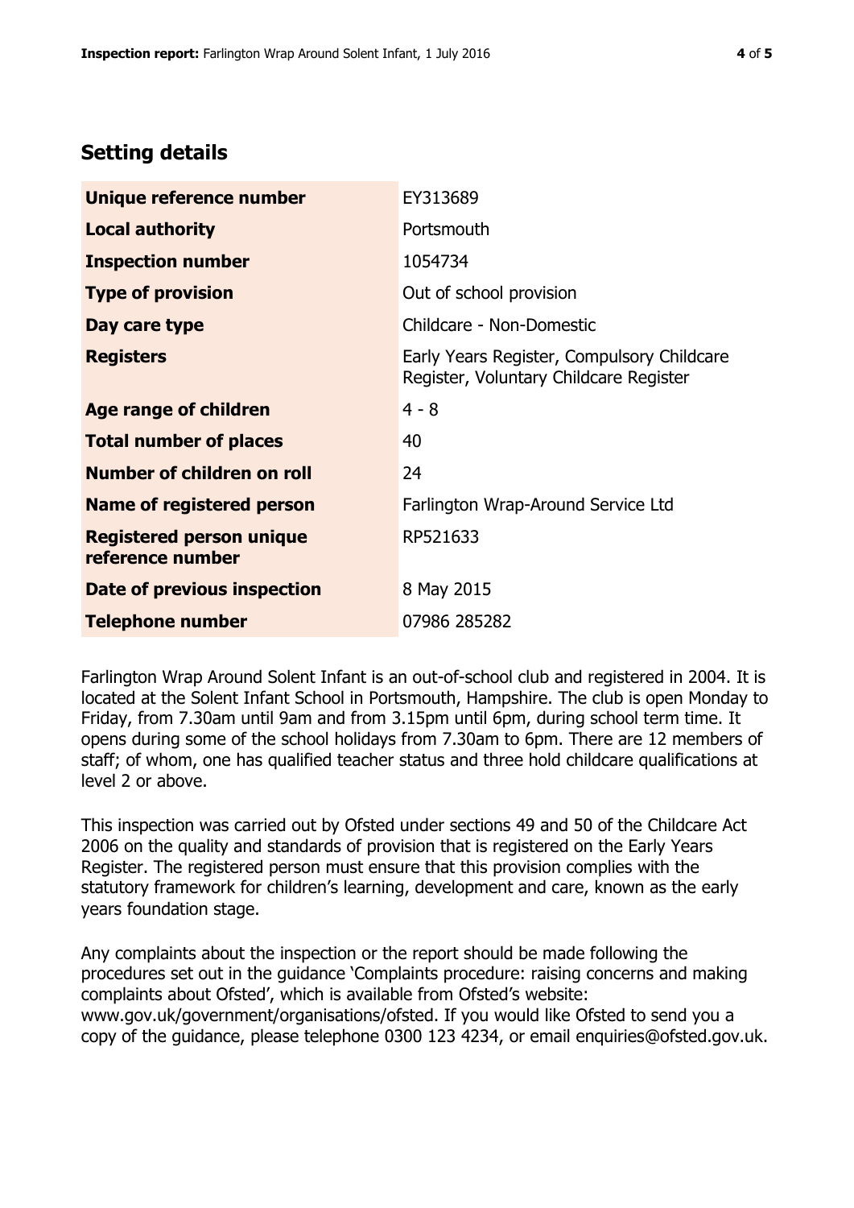## Setting details

| | |
|---|---|
| **Unique reference number** | EY313689 |
| **Local authority** | Portsmouth |
| **Inspection number** | 1054734 |
| **Type of provision** | Out of school provision |
| **Day care type** | Childcare - Non-Domestic |
| **Registers** | Early Years Register, Compulsory Childcare Register, Voluntary Childcare Register |
| **Age range of children** | 4 - 8 |
| **Total number of places** | 40 |
| **Number of children on roll** | 24 |
| **Name of registered person** | Farlington Wrap-Around Service Ltd |
| **Registered person unique reference number** | RP521633 |
| **Date of previous inspection** | 8 May 2015 |
| **Telephone number** | 07986 285282 |

Farlington Wrap Around Solent Infant is an out-of-school club and registered in 2004. It is located at the Solent Infant School in Portsmouth, Hampshire. The club is open Monday to Friday, from 7.30am until 9am and from 3.15pm until 6pm, during school term time. It opens during some of the school holidays from 7.30am to 6pm. There are 12 members of staff; of whom, one has qualified teacher status and three hold childcare qualifications at level 2 or above.

This inspection was carried out by Ofsted under sections 49 and 50 of the Childcare Act 2006 on the quality and standards of provision that is registered on the Early Years Register. The registered person must ensure that this provision complies with the statutory framework for children's learning, development and care, known as the early years foundation stage.

Any complaints about the inspection or the report should be made following the procedures set out in the guidance 'Complaints procedure: raising concerns and making complaints about Ofsted', which is available from Ofsted's website: www.gov.uk/government/organisations/ofsted. If you would like Ofsted to send you a copy of the guidance, please telephone 0300 123 4234, or email enquiries@ofsted.gov.uk.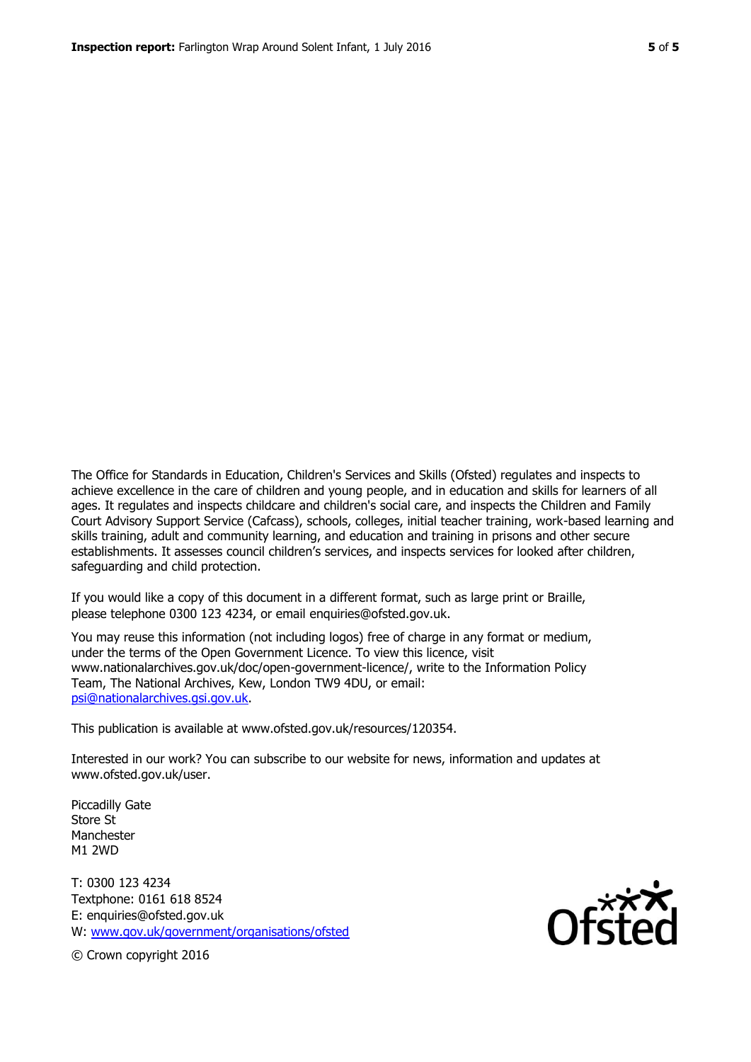The Office for Standards in Education, Children's Services and Skills (Ofsted) regulates and inspects to achieve excellence in the care of children and young people, and in education and skills for learners of all ages. It regulates and inspects childcare and children's social care, and inspects the Children and Family Court Advisory Support Service (Cafcass), schools, colleges, initial teacher training, work-based learning and skills training, adult and community learning, and education and training in prisons and other secure establishments. It assesses council children's services, and inspects services for looked after children, safeguarding and child protection.

If you would like a copy of this document in a different format, such as large print or Braille, please telephone 0300 123 4234, or email enquiries@ofsted.gov.uk.

You may reuse this information (not including logos) free of charge in any format or medium, under the terms of the Open Government Licence. To view this licence, visit www.nationalarchives.gov.uk/doc/open-government-licence/, write to the Information Policy Team, The National Archives, Kew, London TW9 4DU, or email: psi@nationalarchives.gsi.gov.uk.

This publication is available at www.ofsted.gov.uk/resources/120354.

Interested in our work? You can subscribe to our website for news, information and updates at www.ofsted.gov.uk/user.

Piccadilly Gate  
Store St  
Manchester  
M1 2WD

T: 0300 123 4234  
Textphone: 0161 618 8524  
E: enquiries@ofsted.gov.uk  
W: www.gov.uk/government/organisations/ofsted

© Crown copyright 2016